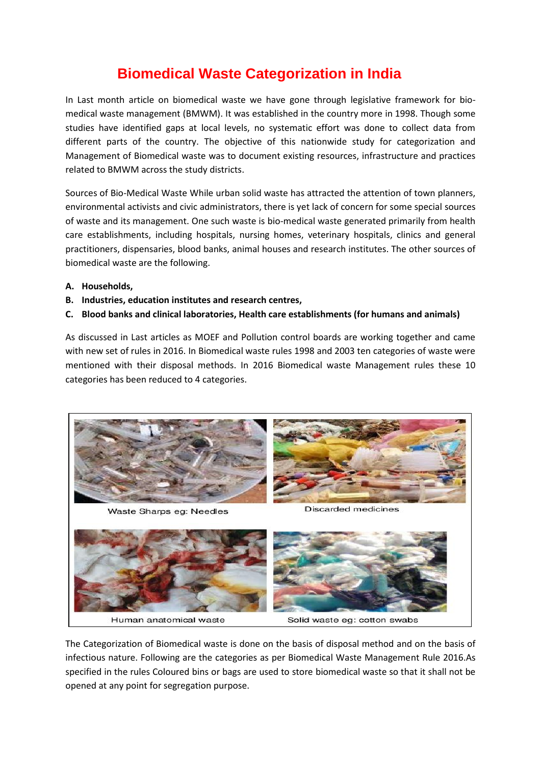# Biomedical Waste Categorization in India

In Last month article on biomedical waste we have gone through legislative framework for bio-medical waste management (BMWM). It was established in the country more in 1998. Though some studies have identified gaps at local levels, no systematic effort was done to collect data from different parts of the country. The objective of this nationwide study for categorization and Management of Biomedical waste was to document existing resources, infrastructure and practices related to BMWM across the study districts.

Sources of Bio-Medical Waste While urban solid waste has attracted the attention of town planners, environmental activists and civic administrators, there is yet lack of concern for some special sources of waste and its management. One such waste is bio-medical waste generated primarily from health care establishments, including hospitals, nursing homes, veterinary hospitals, clinics and general practitioners, dispensaries, blood banks, animal houses and research institutes. The other sources of biomedical waste are the following.

**A. Households,**

**B. Industries, education institutes and research centres,**

**C. Blood banks and clinical laboratories, Health care establishments (for humans and animals)**

As discussed in Last articles as MOEF and Pollution control boards are working together and came with new set of rules in 2016. In Biomedical waste rules 1998 and 2003 ten categories of waste were mentioned with their disposal methods. In 2016 Biomedical waste Management rules these 10 categories has been reduced to 4 categories.

Waste Sharps eg: Needles

Discarded medicines

Human anatomical waste

Solid waste eg: cotton swabs

The Categorization of Biomedical waste is done on the basis of disposal method and on the basis of infectious nature. Following are the categories as per Biomedical Waste Management Rule 2016.As specified in the rules Coloured bins or bags are used to store biomedical waste so that it shall not be opened at any point for segregation purpose.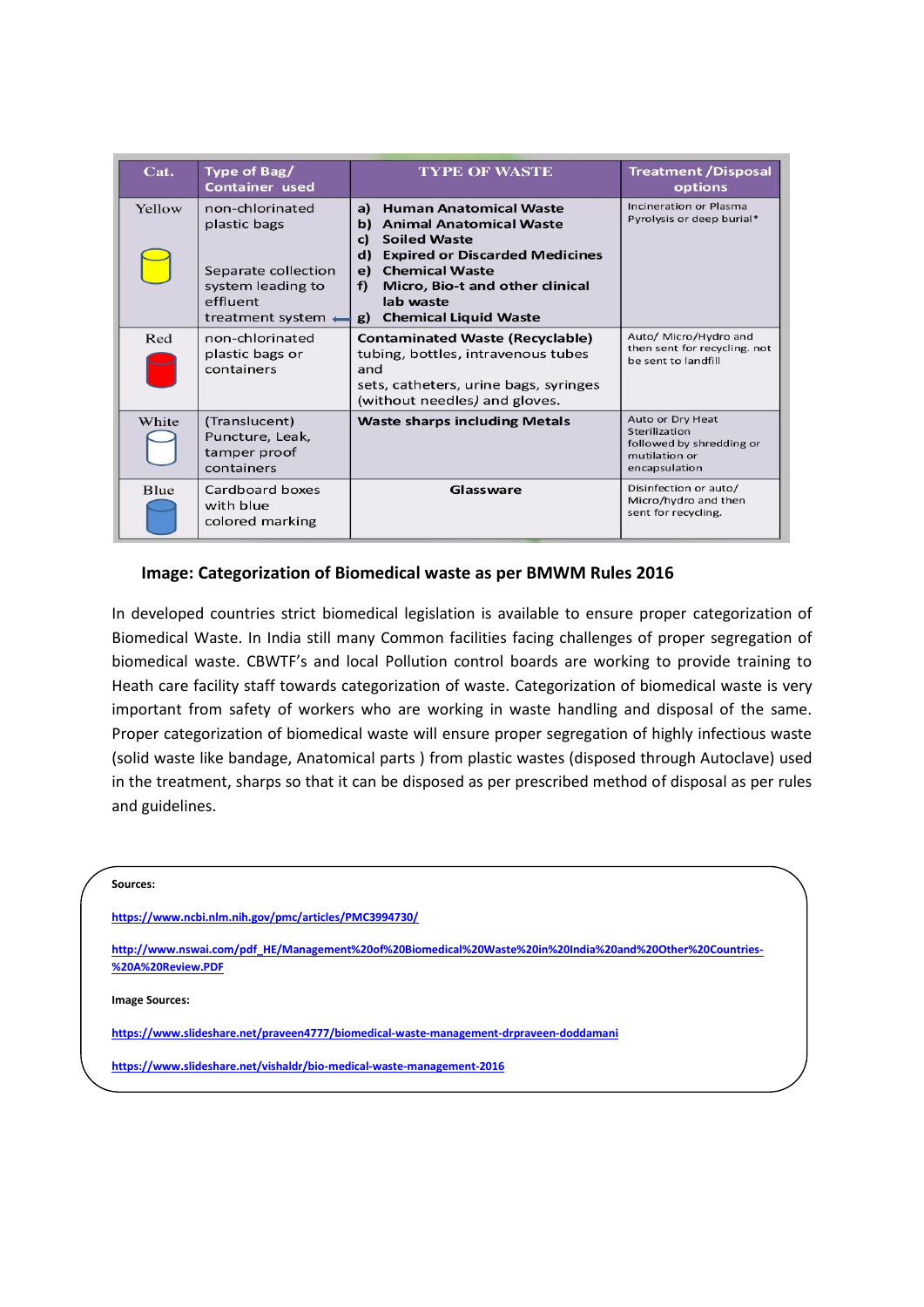| Cat. | Type of Bag/ Container used | TYPE OF WASTE | Treatment /Disposal options |
|---|---|---|---|
| Yellow | non-chlorinated plastic bags<br><br>Separate collection system leading to effluent treatment system | a) **Human Anatomical Waste**<br>b) **Animal Anatomical Waste**<br>c) **Soiled Waste**<br>d) **Expired or Discarded Medicines**<br>e) **Chemical Waste**<br>f) **Micro, Bio-t and other clinical lab waste**<br>g) **Chemical Liquid Waste** | Incineration or Plasma Pyrolysis or deep burial* |
| Red | non-chlorinated plastic bags or containers | **Contaminated Waste (Recyclable)** tubing, bottles, intravenous tubes and sets, catheters, urine bags, syringes (without needles) and gloves. | Auto/ Micro/Hydro and then sent for recycling. not be sent to landfill |
| White | (Translucent) Puncture, Leak, tamper proof containers | **Waste sharps including Metals** | Auto or Dry Heat Sterilization followed by shredding or mutilation or encapsulation |
| Blue | Cardboard boxes with blue colored marking | **Glassware** | Disinfection or auto/ Micro/hydro and then sent for recycling. |

**Image: Categorization of Biomedical waste as per BMWM Rules 2016**

In developed countries strict biomedical legislation is available to ensure proper categorization of Biomedical Waste. In India still many Common facilities facing challenges of proper segregation of biomedical waste. CBWTF's and local Pollution control boards are working to provide training to Heath care facility staff towards categorization of waste. Categorization of biomedical waste is very important from safety of workers who are working in waste handling and disposal of the same. Proper categorization of biomedical waste will ensure proper segregation of highly infectious waste (solid waste like bandage, Anatomical parts ) from plastic wastes (disposed through Autoclave) used in the treatment, sharps so that it can be disposed as per prescribed method of disposal as per rules and guidelines.

**Sources:**

https://www.ncbi.nlm.nih.gov/pmc/articles/PMC3994730/

http://www.nswai.com/pdf_HE/Management%20of%20Biomedical%20Waste%20in%20India%20and%20Other%20Countries-%20A%20Review.PDF

**Image Sources:**

https://www.slideshare.net/praveen4777/biomedical-waste-management-drpraveen-doddamani

https://www.slideshare.net/vishaldr/bio-medical-waste-management-2016